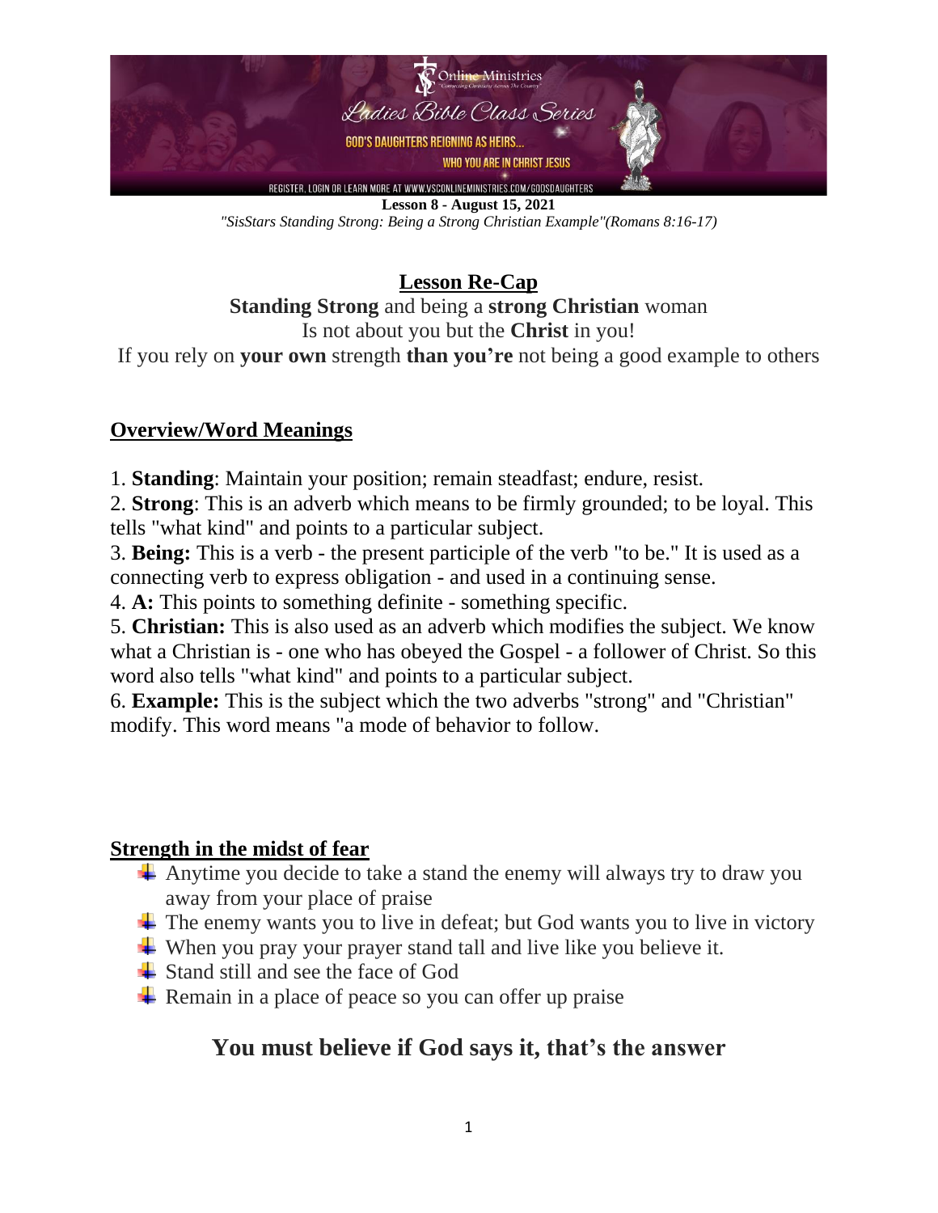Online Ministries

*"Connecting Christians Across The Country"*

*Ladies Bible Class Series*

GOD'S DAUGHTERS REIGNING AS HEIRS...

WHO YOU ARE IN CHRIST JESUS

REGISTER, LOGIN OR LEARN MORE AT WWW.VSCONLINEMINISTRIES.COM/GODSDAUGHTERS

**Lesson 8 - August 15, 2021**

*"SisStars Standing Strong: Being a Strong Christian Example"(Romans 8:16-17)*

## Lesson Re-Cap

**Standing Strong** and being a **strong Christian** woman
Is not about you but the **Christ** in you!
If you rely on **your own** strength **than you're** not being a good example to others

## Overview/Word Meanings

1. **Standing**: Maintain your position; remain steadfast; endure, resist.
2. **Strong**: This is an adverb which means to be firmly grounded; to be loyal. This tells "what kind" and points to a particular subject.
3. **Being:** This is a verb - the present participle of the verb "to be." It is used as a connecting verb to express obligation - and used in a continuing sense.
4. **A:** This points to something definite - something specific.
5. **Christian:** This is also used as an adverb which modifies the subject. We know what a Christian is - one who has obeyed the Gospel - a follower of Christ. So this word also tells "what kind" and points to a particular subject.
6. **Example:** This is the subject which the two adverbs "strong" and "Christian" modify. This word means "a mode of behavior to follow.

## Strength in the midst of fear

- Anytime you decide to take a stand the enemy will always try to draw you away from your place of praise
- The enemy wants you to live in defeat; but God wants you to live in victory
- When you pray your prayer stand tall and live like you believe it.
- Stand still and see the face of God
- Remain in a place of peace so you can offer up praise

## You must believe if God says it, that's the answer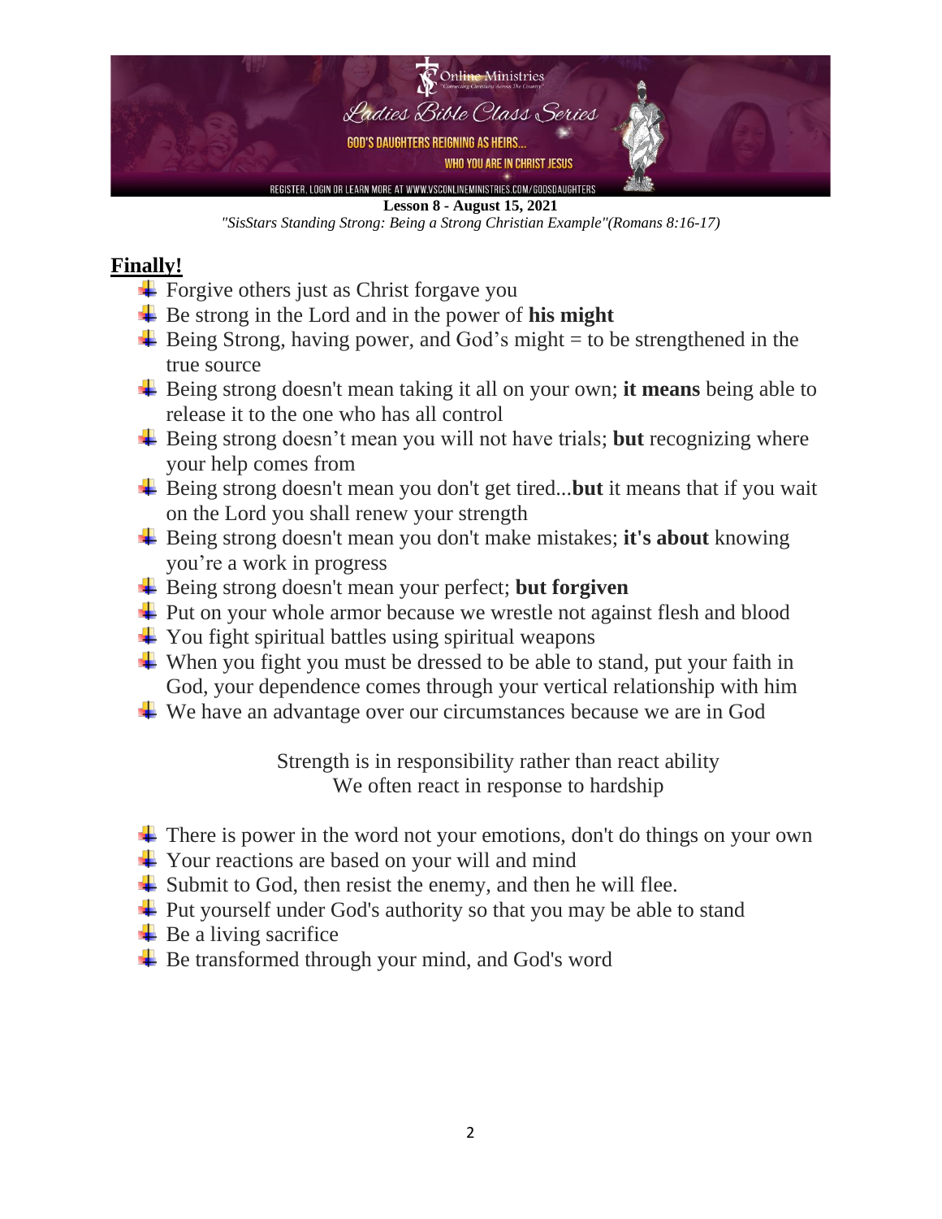**Lesson 8 - August 15, 2021**

*"SisStars Standing Strong: Being a Strong Christian Example"(Romans 8:16-17)*

## **Finally!**

- Forgive others just as Christ forgave you
- Be strong in the Lord and in the power of **his might**
- Being Strong, having power, and God's might = to be strengthened in the true source
- Being strong doesn't mean taking it all on your own; **it means** being able to release it to the one who has all control
- Being strong doesn't mean you will not have trials; **but** recognizing where your help comes from
- Being strong doesn't mean you don't get tired...**but** it means that if you wait on the Lord you shall renew your strength
- Being strong doesn't mean you don't make mistakes; **it's about** knowing you're a work in progress
- Being strong doesn't mean your perfect; **but forgiven**
- Put on your whole armor because we wrestle not against flesh and blood
- You fight spiritual battles using spiritual weapons
- When you fight you must be dressed to be able to stand, put your faith in God, your dependence comes through your vertical relationship with him
- We have an advantage over our circumstances because we are in God

Strength is in responsibility rather than react ability
We often react in response to hardship

- There is power in the word not your emotions, don't do things on your own
- Your reactions are based on your will and mind
- Submit to God, then resist the enemy, and then he will flee.
- Put yourself under God's authority so that you may be able to stand
- Be a living sacrifice
- Be transformed through your mind, and God's word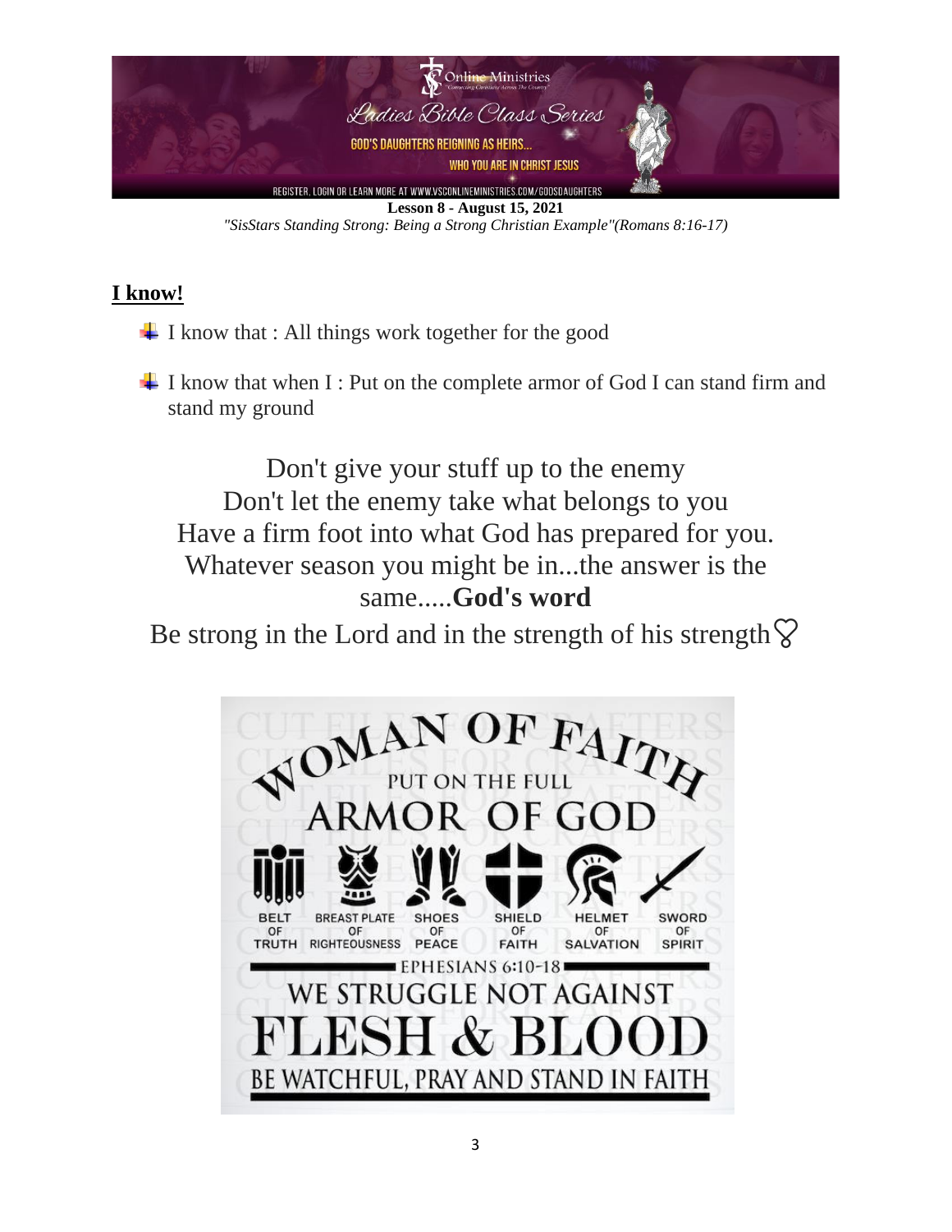**Lesson 8 - August 15, 2021**

*"SisStars Standing Strong: Being a Strong Christian Example"(Romans 8:16-17)*

## I know!

- I know that : All things work together for the good
- I know that when I : Put on the complete armor of God I can stand firm and stand my ground

Don't give your stuff up to the enemy
Don't let the enemy take what belongs to you
Have a firm foot into what God has prepared for you.
Whatever season you might be in...the answer is the same.....**God's word**
Be strong in the Lord and in the strength of his strength ♡

WOMAN OF FAITH
PUT ON THE FULL
ARMOR OF GOD

BELT OF TRUTH
BREAST PLATE OF RIGHTEOUSNESS
SHOES OF PEACE
SHIELD OF FAITH
HELMET OF SALVATION
SWORD OF SPIRIT

EPHESIANS 6:10-18
WE STRUGGLE NOT AGAINST
FLESH & BLOOD
BE WATCHFUL, PRAY AND STAND IN FAITH